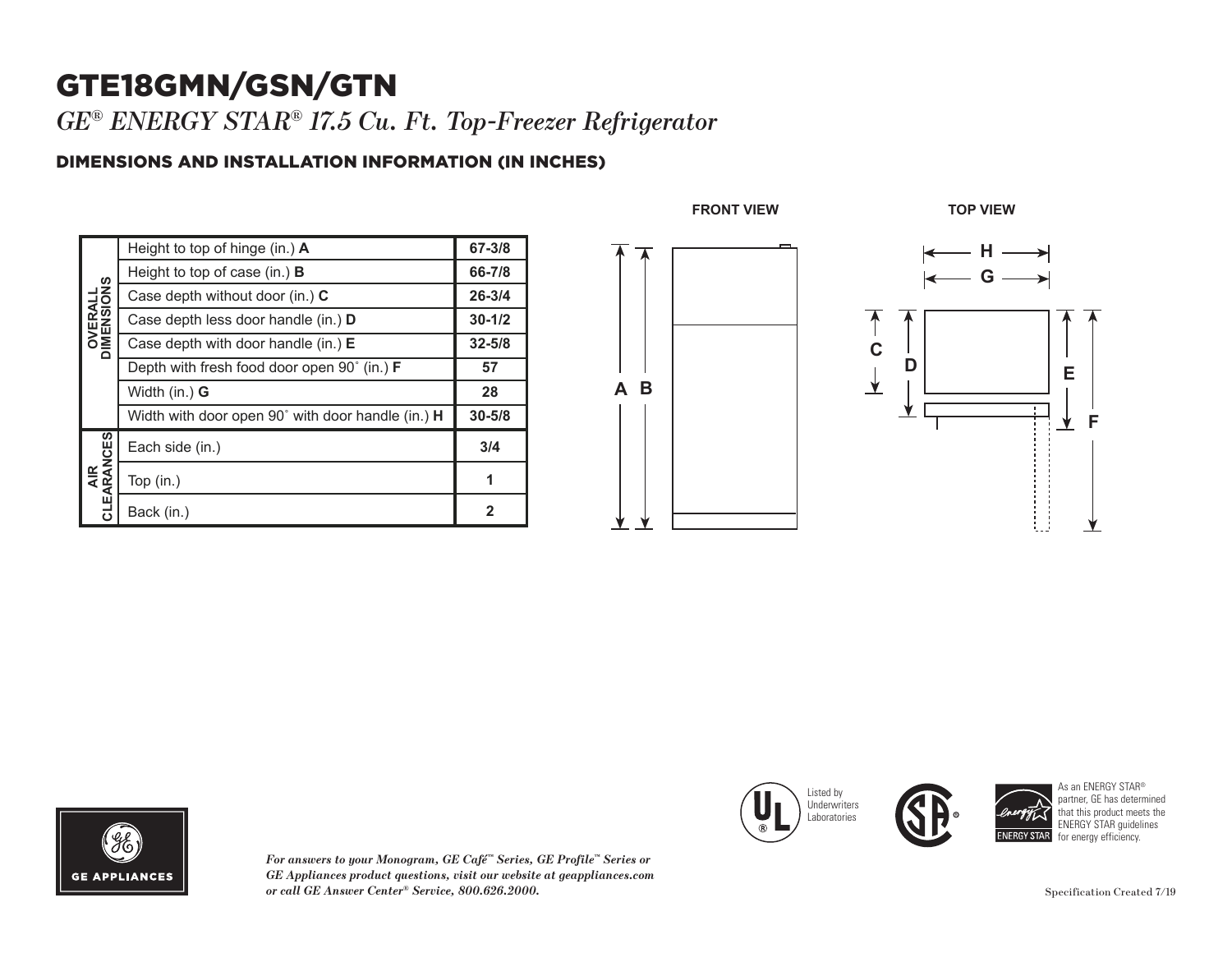# GTE18GMN/GSN/GTN

*GE® ENERGY STAR® 17.5 Cu. Ft. Top-Freezer Refrigerator*

## DIMENSIONS AND INSTALLATION INFORMATION (IN INCHES)

| | | |
|---|---|---|
| OVERALL DIMENSIONS | Height to top of hinge (in.) **A** | 67-3/8 |
| | Height to top of case (in.) **B** | 66-7/8 |
| | Case depth without door (in.) **C** | 26-3/4 |
| | Case depth less door handle (in.) **D** | 30-1/2 |
| | Case depth with door handle (in.) **E** | 32-5/8 |
| | Depth with fresh food door open 90˚ (in.) **F** | 57 |
| | Width (in.) **G** | 28 |
| | Width with door open 90˚ with door handle (in.) **H** | 30-5/8 |
| AIR CLEARANCES | Each side (in.) | 3/4 |
| | Top (in.) | 1 |
| | Back (in.) | 2 |

FRONT VIEW

TOP VIEW

Listed by Underwriters Laboratories

As an ENERGY STAR® partner, GE has determined that this product meets the ENERGY STAR guidelines for energy efficiency.

GE APPLIANCES

*For answers to your Monogram, GE Café™ Series, GE Profile™ Series or GE Appliances product questions, visit our website at geappliances.com or call GE Answer Center® Service, 800.626.2000.*

Specification Created 7/19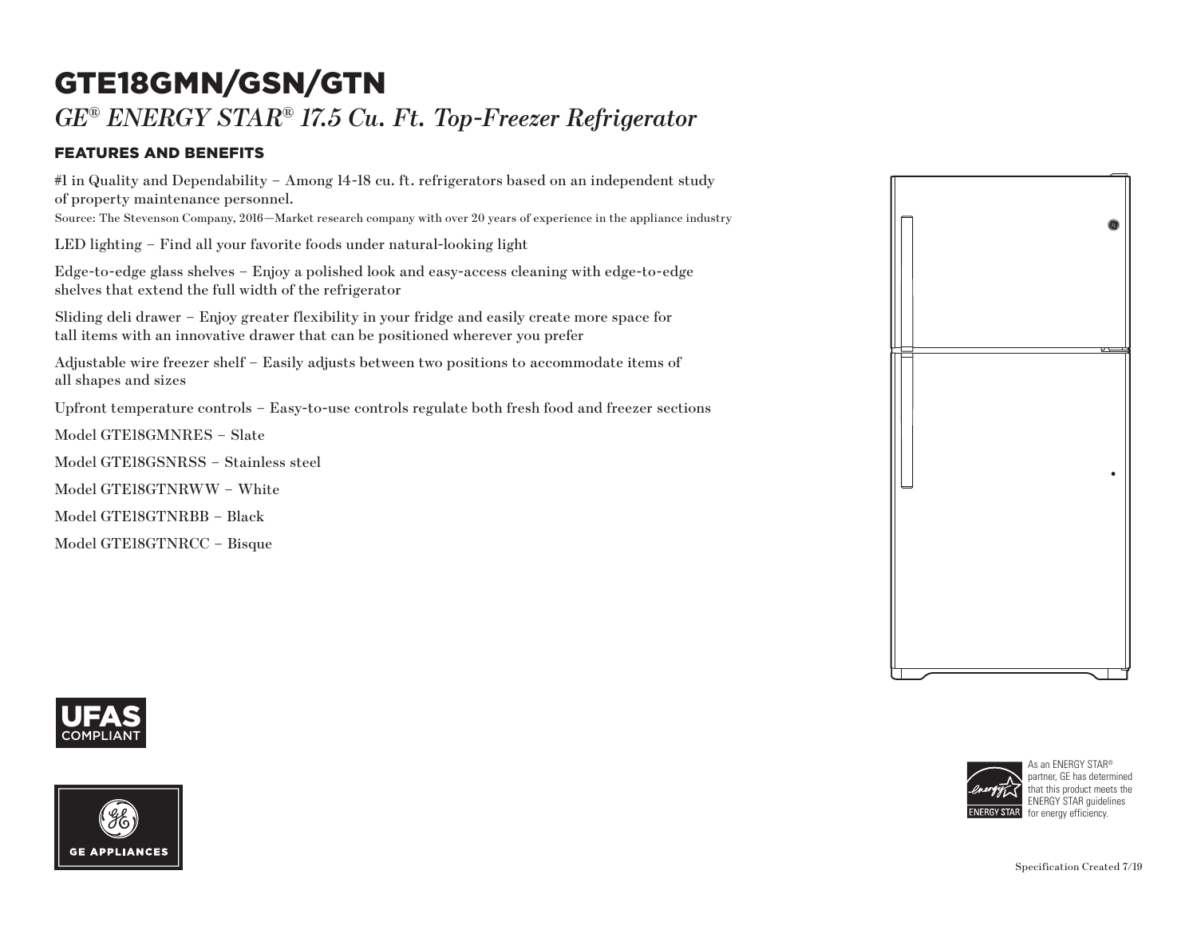# GTE18GMN/GSN/GTN

## *GE® ENERGY STAR® 17.5 Cu. Ft. Top-Freezer Refrigerator*

### FEATURES AND BENEFITS

#1 in Quality and Dependability – Among 14-18 cu. ft. refrigerators based on an independent study of property maintenance personnel.
Source: The Stevenson Company, 2016—Market research company with over 20 years of experience in the appliance industry

LED lighting – Find all your favorite foods under natural-looking light

Edge-to-edge glass shelves – Enjoy a polished look and easy-access cleaning with edge-to-edge shelves that extend the full width of the refrigerator

Sliding deli drawer – Enjoy greater flexibility in your fridge and easily create more space for tall items with an innovative drawer that can be positioned wherever you prefer

Adjustable wire freezer shelf – Easily adjusts between two positions to accommodate items of all shapes and sizes

Upfront temperature controls – Easy-to-use controls regulate both fresh food and freezer sections

Model GTE18GMNRES – Slate

Model GTE18GSNRSS – Stainless steel

Model GTE18GTNRWW – White

Model GTE18GTNRBB – Black

Model GTE18GTNRCC – Bisque

UFAS COMPLIANT

GE APPLIANCES

As an ENERGY STAR® partner, GE has determined that this product meets the ENERGY STAR guidelines for energy efficiency.

Specification Created 7/19